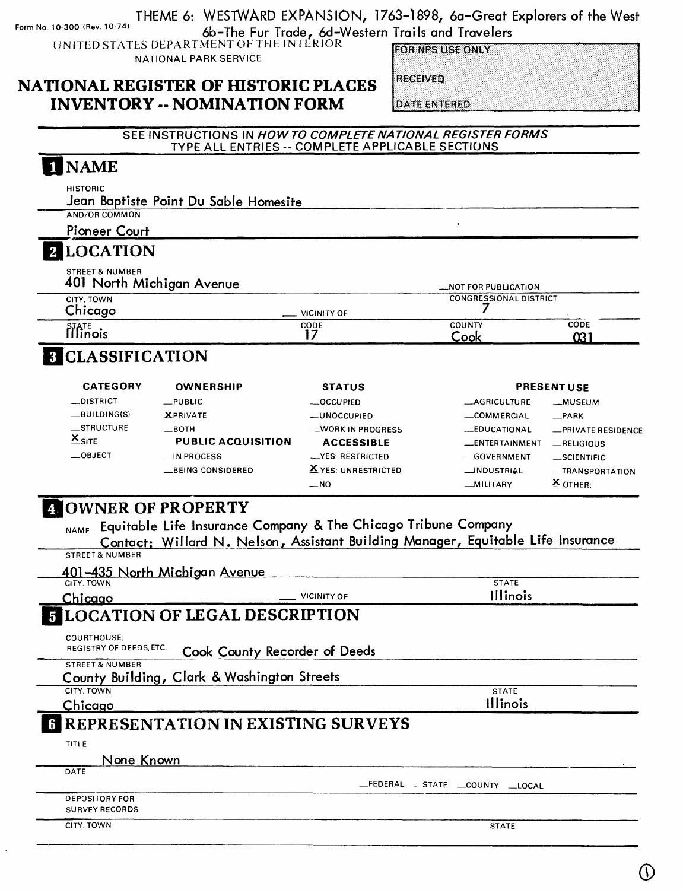THEME 6: WESTWARD EXPANSION, 1763-1898, 6a-Great Explorers of the West
6b-The Fur Trade, 6d-Western Trails and Travelers

Form No. 10-300 (Rev. 10-74)

UNITED STATES DEPARTMENT OF THE INTERIOR
NATIONAL PARK SERVICE

# NATIONAL REGISTER OF HISTORIC PLACES INVENTORY -- NOMINATION FORM

FOR NPS USE ONLY

RECEIVED

DATE ENTERED

SEE INSTRUCTIONS IN *HOW TO COMPLETE NATIONAL REGISTER FORMS*
TYPE ALL ENTRIES -- COMPLETE APPLICABLE SECTIONS

## 1 NAME

HISTORIC
Jean Baptiste Point Du Sable Homesite

AND/OR COMMON
Pioneer Court

## 2 LOCATION

STREET & NUMBER
401 North Michigan Avenue

_NOT FOR PUBLICATION

CITY, TOWN
Chicago

_ VICINITY OF

CONGRESSIONAL DISTRICT
7

| STATE | CODE | COUNTY | CODE |
|---|---|---|---|
| Illinois | 17 | Cook | 031 |

## 3 CLASSIFICATION

| CATEGORY | OWNERSHIP | STATUS | PRESENT USE | |
|---|---|---|---|---|
| _DISTRICT | _PUBLIC | _OCCUPIED | _AGRICULTURE | _MUSEUM |
| _BUILDING(S) | X PRIVATE | _UNOCCUPIED | _COMMERCIAL | _PARK |
| _STRUCTURE | _BOTH | _WORK IN PROGRESS | _EDUCATIONAL | _PRIVATE RESIDENCE |
| X SITE | **PUBLIC ACQUISITION** | **ACCESSIBLE** | _ENTERTAINMENT | _RELIGIOUS |
| _OBJECT | _IN PROCESS | _YES: RESTRICTED | _GOVERNMENT | _SCIENTIFIC |
| | _BEING CONSIDERED | X YES: UNRESTRICTED | _INDUSTRIAL | _TRANSPORTATION |
| | | _NO | _MILITARY | X OTHER: |

## 4 OWNER OF PROPERTY

NAME Equitable Life Insurance Company & The Chicago Tribune Company
Contact: Willard N. Nelson, Assistant Building Manager, Equitable Life Insurance

STREET & NUMBER
401-435 North Michigan Avenue

CITY, TOWN
Chicago

_ VICINITY OF

STATE
Illinois

## 5 LOCATION OF LEGAL DESCRIPTION

COURTHOUSE, REGISTRY OF DEEDS, ETC. Cook County Recorder of Deeds

STREET & NUMBER
County Building, Clark & Washington Streets

CITY, TOWN
Chicago

STATE
Illinois

## 6 REPRESENTATION IN EXISTING SURVEYS

TITLE
None Known

DATE

_FEDERAL _STATE _COUNTY _LOCAL

DEPOSITORY FOR SURVEY RECORDS

CITY, TOWN

STATE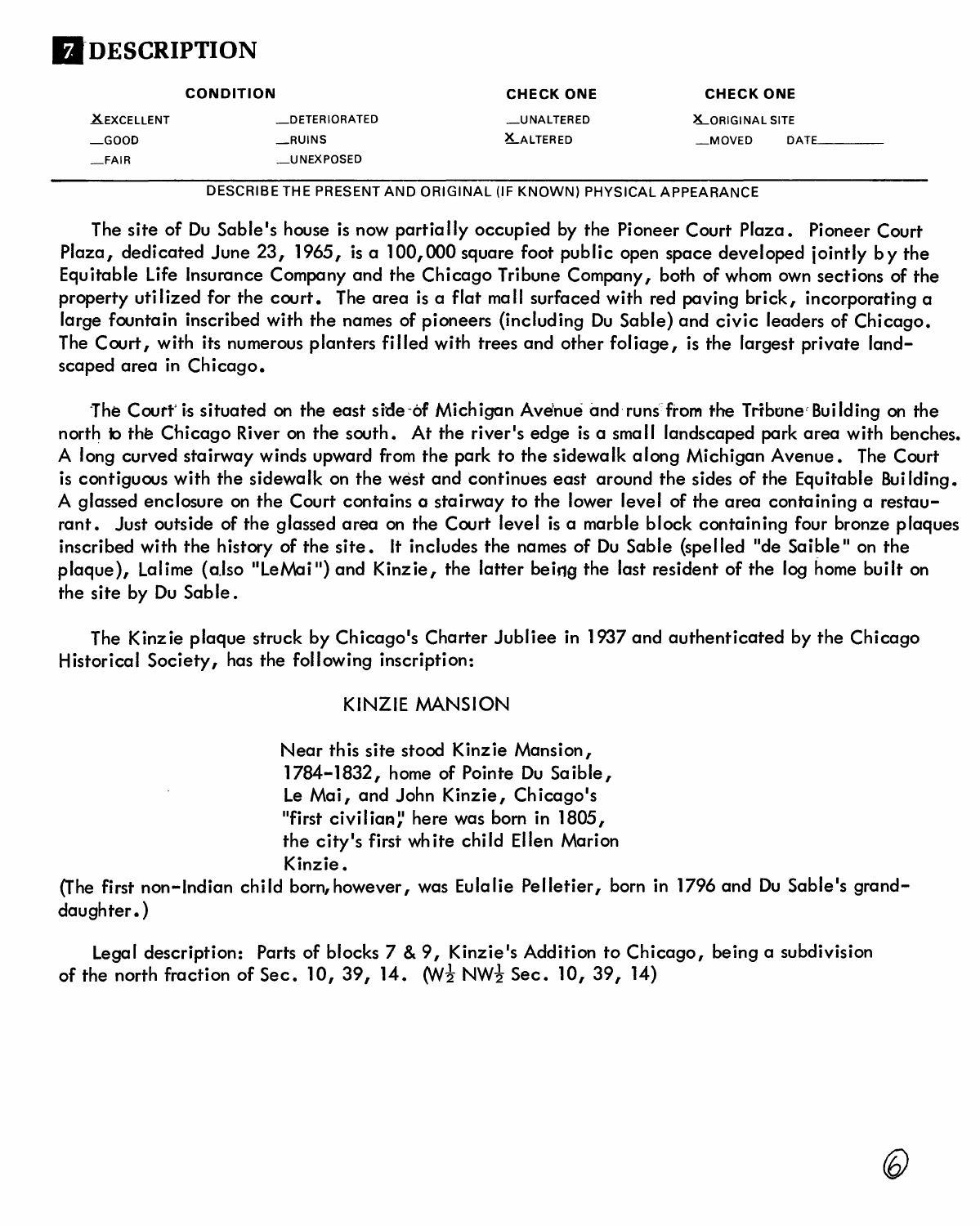# 7 DESCRIPTION

| CONDITION | | CHECK ONE | CHECK ONE |
| --- | --- | --- | --- |
| X EXCELLENT | __DETERIORATED | __UNALTERED | X ORIGINAL SITE |
| __GOOD | __RUINS | X ALTERED | __MOVED DATE______ |
| __FAIR | __UNEXPOSED | | |

DESCRIBE THE PRESENT AND ORIGINAL (IF KNOWN) PHYSICAL APPEARANCE

The site of Du Sable's house is now partially occupied by the Pioneer Court Plaza. Pioneer Court Plaza, dedicated June 23, 1965, is a 100,000 square foot public open space developed jointly by the Equitable Life Insurance Company and the Chicago Tribune Company, both of whom own sections of the property utilized for the court. The area is a flat mall surfaced with red paving brick, incorporating a large fountain inscribed with the names of pioneers (including Du Sable) and civic leaders of Chicago. The Court, with its numerous planters filled with trees and other foliage, is the largest private landscaped area in Chicago.

The Court is situated on the east side of Michigan Avenue and runs from the Tribune Building on the north to the Chicago River on the south. At the river's edge is a small landscaped park area with benches. A long curved stairway winds upward from the park to the sidewalk along Michigan Avenue. The Court is contiguous with the sidewalk on the west and continues east around the sides of the Equitable Building. A glassed enclosure on the Court contains a stairway to the lower level of the area containing a restaurant. Just outside of the glassed area on the Court level is a marble block containing four bronze plaques inscribed with the history of the site. It includes the names of Du Sable (spelled "de Saible" on the plaque), Lalime (also "LeMai") and Kinzie, the latter being the last resident of the log home built on the site by Du Sable.

The Kinzie plaque struck by Chicago's Charter Jubliee in 1937 and authenticated by the Chicago Historical Society, has the following inscription:

KINZIE MANSION

Near this site stood Kinzie Mansion,
1784-1832, home of Pointe Du Saible,
Le Mai, and John Kinzie, Chicago's
"first civilian," here was born in 1805,
the city's first white child Ellen Marion
Kinzie.

(The first non-Indian child born, however, was Eulalie Pelletier, born in 1796 and Du Sable's granddaughter.)

Legal description: Parts of blocks 7 & 9, Kinzie's Addition to Chicago, being a subdivision of the north fraction of Sec. 10, 39, 14. (W$\frac{1}{2}$ NW$\frac{1}{2}$ Sec. 10, 39, 14)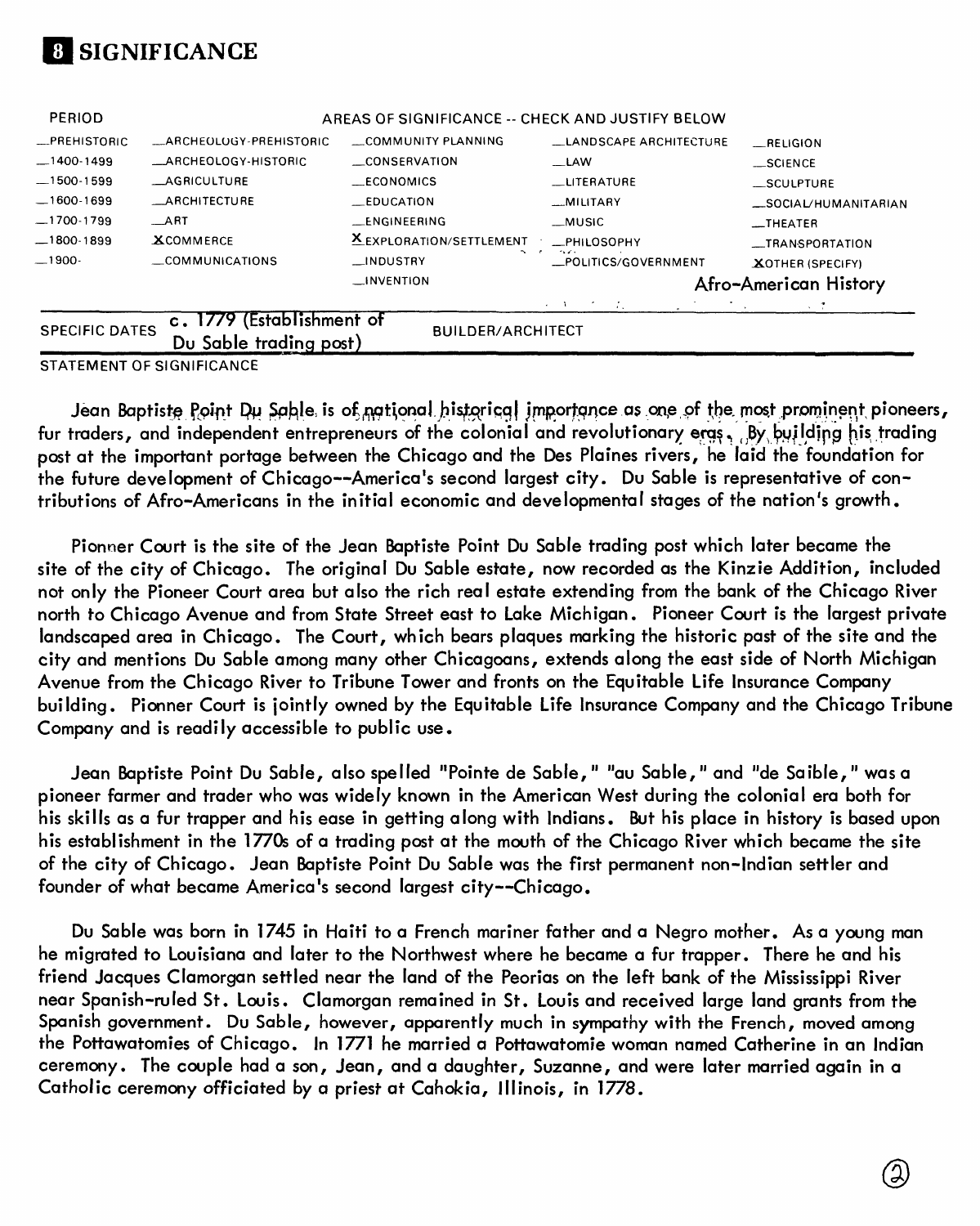# 8 SIGNIFICANCE

| PERIOD | AREAS OF SIGNIFICANCE -- CHECK AND JUSTIFY BELOW | | | |
|---|---|---|---|---|
| _PREHISTORIC | _ARCHEOLOGY-PREHISTORIC | _COMMUNITY PLANNING | _LANDSCAPE ARCHITECTURE | _RELIGION |
| _1400-1499 | _ARCHEOLOGY-HISTORIC | _CONSERVATION | _LAW | _SCIENCE |
| _1500-1599 | _AGRICULTURE | _ECONOMICS | _LITERATURE | _SCULPTURE |
| _1600-1699 | _ARCHITECTURE | _EDUCATION | _MILITARY | _SOCIAL/HUMANITARIAN |
| _1700-1799 | _ART | _ENGINEERING | _MUSIC | _THEATER |
| _1800-1899 | X COMMERCE | X EXPLORATION/SETTLEMENT | _PHILOSOPHY | _TRANSPORTATION |
| _1900- | _COMMUNICATIONS | _INDUSTRY | _POLITICS/GOVERNMENT | X OTHER (SPECIFY) |
| | | _INVENTION | | Afro-American History |

SPECIFIC DATES c. 1779 (Establishment of Du Sable trading post) BUILDER/ARCHITECT

STATEMENT OF SIGNIFICANCE

Jean Baptiste Point Du Sable is of national historical importance as one of the most prominent pioneers, fur traders, and independent entrepreneurs of the colonial and revolutionary eras. By building his trading post at the important portage between the Chicago and the Des Plaines rivers, he laid the foundation for the future development of Chicago--America's second largest city. Du Sable is representative of contributions of Afro-Americans in the initial economic and developmental stages of the nation's growth.

Pionner Court is the site of the Jean Baptiste Point Du Sable trading post which later became the site of the city of Chicago. The original Du Sable estate, now recorded as the Kinzie Addition, included not only the Pioneer Court area but also the rich real estate extending from the bank of the Chicago River north to Chicago Avenue and from State Street east to Lake Michigan. Pioneer Court is the largest private landscaped area in Chicago. The Court, which bears plaques marking the historic past of the site and the city and mentions Du Sable among many other Chicagoans, extends along the east side of North Michigan Avenue from the Chicago River to Tribune Tower and fronts on the Equitable Life Insurance Company building. Pionner Court is jointly owned by the Equitable Life Insurance Company and the Chicago Tribune Company and is readily accessible to public use.

Jean Baptiste Point Du Sable, also spelled "Pointe de Sable," "au Sable," and "de Saible," was a pioneer farmer and trader who was widely known in the American West during the colonial era both for his skills as a fur trapper and his ease in getting along with Indians. But his place in history is based upon his establishment in the 1770s of a trading post at the mouth of the Chicago River which became the site of the city of Chicago. Jean Baptiste Point Du Sable was the first permanent non-Indian settler and founder of what became America's second largest city--Chicago.

Du Sable was born in 1745 in Haiti to a French mariner father and a Negro mother. As a young man he migrated to Louisiana and later to the Northwest where he became a fur trapper. There he and his friend Jacques Clamorgan settled near the land of the Peorias on the left bank of the Mississippi River near Spanish-ruled St. Louis. Clamorgan remained in St. Louis and received large land grants from the Spanish government. Du Sable, however, apparently much in sympathy with the French, moved among the Pottawatomies of Chicago. In 1771 he married a Pottawatomie woman named Catherine in an Indian ceremony. The couple had a son, Jean, and a daughter, Suzanne, and were later married again in a Catholic ceremony officiated by a priest at Cahokia, Illinois, in 1778.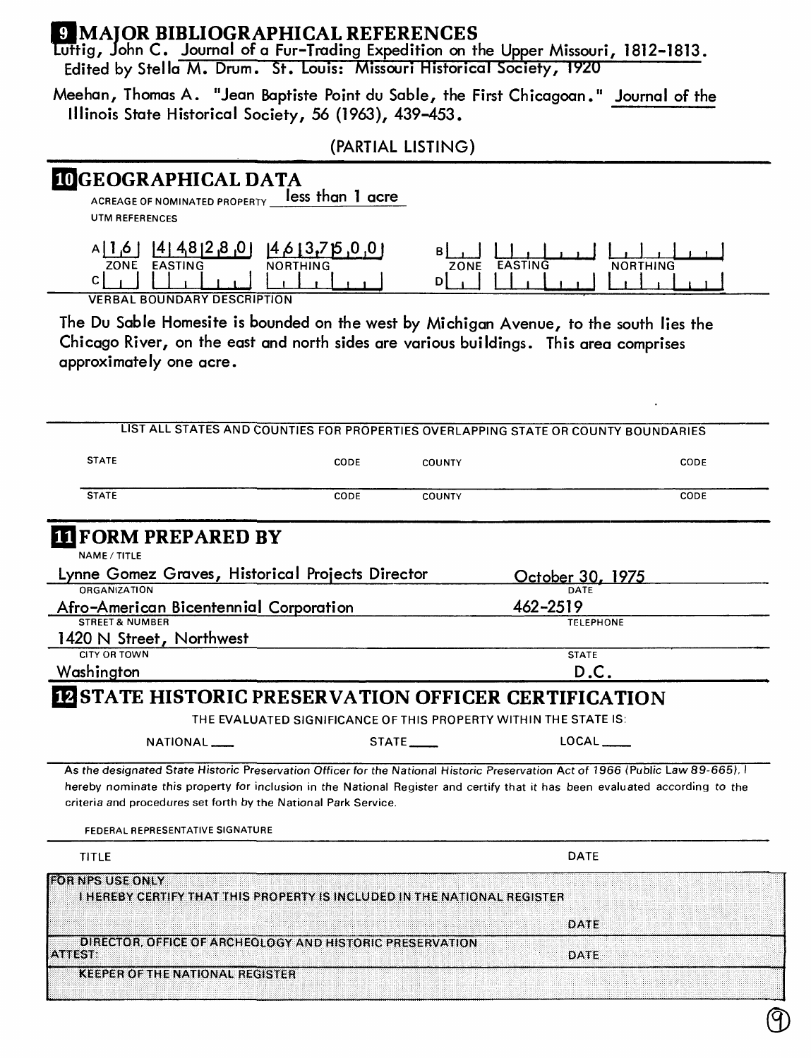## 9 MAJOR BIBLIOGRAPHICAL REFERENCES

Luttig, John C. Journal of a Fur-Trading Expedition on the Upper Missouri, 1812-1813. Edited by Stella M. Drum. St. Louis: Missouri Historical Society, 1920

Meehan, Thomas A. "Jean Baptiste Point du Sable, the First Chicagoan." Journal of the Illinois State Historical Society, 56 (1963), 439-453.

(PARTIAL LISTING)

## 10 GEOGRAPHICAL DATA

ACREAGE OF NOMINATED PROPERTY less than 1 acre

UTM REFERENCES

| | ZONE | EASTING | NORTHING |
|---|---|---|---|
| A | 16 | 448280 | 4637500 |
| B | | | |
| C | | | |
| D | | | |

VERBAL BOUNDARY DESCRIPTION

The Du Sable Homesite is bounded on the west by Michigan Avenue, to the south lies the Chicago River, on the east and north sides are various buildings. This area comprises approximately one acre.

LIST ALL STATES AND COUNTIES FOR PROPERTIES OVERLAPPING STATE OR COUNTY BOUNDARIES

| STATE | CODE | COUNTY | CODE |
|---|---|---|---|
| | | | |
| | | | |

## 11 FORM PREPARED BY

NAME / TITLE
Lynne Gomez Graves, Historical Projects Director

ORGANIZATION
Afro-American Bicentennial Corporation

DATE
October 30, 1975

STREET & NUMBER
1420 N Street, Northwest

TELEPHONE
462-2519

CITY OR TOWN
Washington

STATE
D.C.

## 12 STATE HISTORIC PRESERVATION OFFICER CERTIFICATION

THE EVALUATED SIGNIFICANCE OF THIS PROPERTY WITHIN THE STATE IS:

NATIONAL \_\_\_ STATE \_\_\_ LOCAL \_\_\_

*As the designated State Historic Preservation Officer for the National Historic Preservation Act of 1966 (Public Law 89-665), I hereby nominate this property for inclusion in the National Register and certify that it has been evaluated according to the criteria and procedures set forth by the National Park Service.*

FEDERAL REPRESENTATIVE SIGNATURE

TITLE DATE

FOR NPS USE ONLY

I HEREBY CERTIFY THAT THIS PROPERTY IS INCLUDED IN THE NATIONAL REGISTER

DATE

DIRECTOR, OFFICE OF ARCHEOLOGY AND HISTORIC PRESERVATION

ATTEST: DATE

KEEPER OF THE NATIONAL REGISTER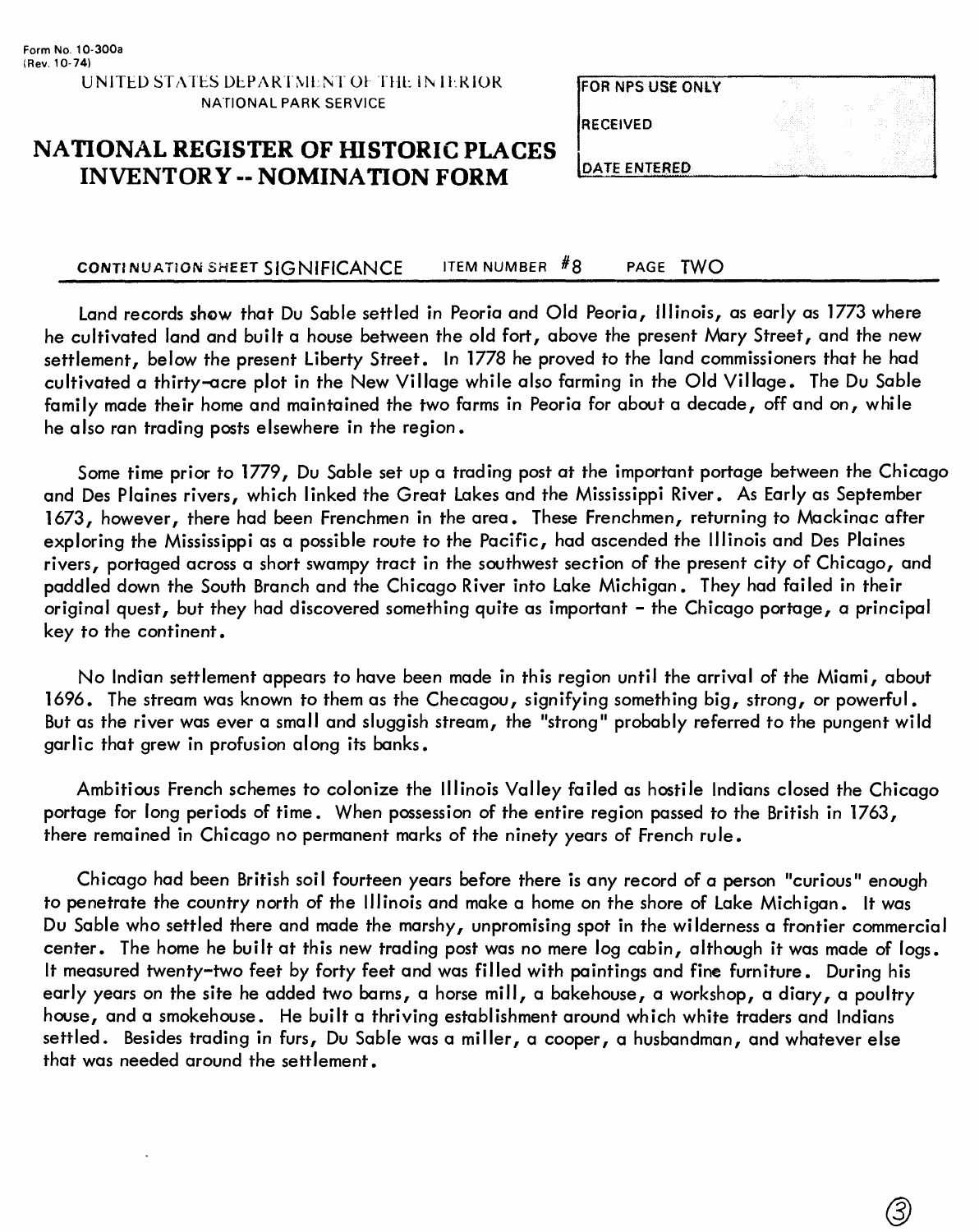Form No. 10-300a
(Rev. 10-74)

UNITED STATES DEPARTMENT OF THE INTERIOR
NATIONAL PARK SERVICE

# NATIONAL REGISTER OF HISTORIC PLACES INVENTORY -- NOMINATION FORM

| FOR NPS USE ONLY |
|---|
| RECEIVED |
| DATE ENTERED |

**CONTINUATION SHEET** SIGNIFICANCE     **ITEM NUMBER** #8     **PAGE** TWO

Land records show that Du Sable settled in Peoria and Old Peoria, Illinois, as early as 1773 where he cultivated land and built a house between the old fort, above the present Mary Street, and the new settlement, below the present Liberty Street. In 1778 he proved to the land commissioners that he had cultivated a thirty-acre plot in the New Village while also farming in the Old Village. The Du Sable family made their home and maintained the two farms in Peoria for about a decade, off and on, while he also ran trading posts elsewhere in the region.

Some time prior to 1779, Du Sable set up a trading post at the important portage between the Chicago and Des Plaines rivers, which linked the Great Lakes and the Mississippi River. As Early as September 1673, however, there had been Frenchmen in the area. These Frenchmen, returning to Mackinac after exploring the Mississippi as a possible route to the Pacific, had ascended the Illinois and Des Plaines rivers, portaged across a short swampy tract in the southwest section of the present city of Chicago, and paddled down the South Branch and the Chicago River into Lake Michigan. They had failed in their original quest, but they had discovered something quite as important - the Chicago portage, a principal key to the continent.

No Indian settlement appears to have been made in this region until the arrival of the Miami, about 1696. The stream was known to them as the Checagou, signifying something big, strong, or powerful. But as the river was ever a small and sluggish stream, the "strong" probably referred to the pungent wild garlic that grew in profusion along its banks.

Ambitious French schemes to colonize the Illinois Valley failed as hostile Indians closed the Chicago portage for long periods of time. When possession of the entire region passed to the British in 1763, there remained in Chicago no permanent marks of the ninety years of French rule.

Chicago had been British soil fourteen years before there is any record of a person "curious" enough to penetrate the country north of the Illinois and make a home on the shore of Lake Michigan. It was Du Sable who settled there and made the marshy, unpromising spot in the wilderness a frontier commercial center. The home he built at this new trading post was no mere log cabin, although it was made of logs. It measured twenty-two feet by forty feet and was filled with paintings and fine furniture. During his early years on the site he added two barns, a horse mill, a bakehouse, a workshop, a diary, a poultry house, and a smokehouse. He built a thriving establishment around which white traders and Indians settled. Besides trading in furs, Du Sable was a miller, a cooper, a husbandman, and whatever else that was needed around the settlement.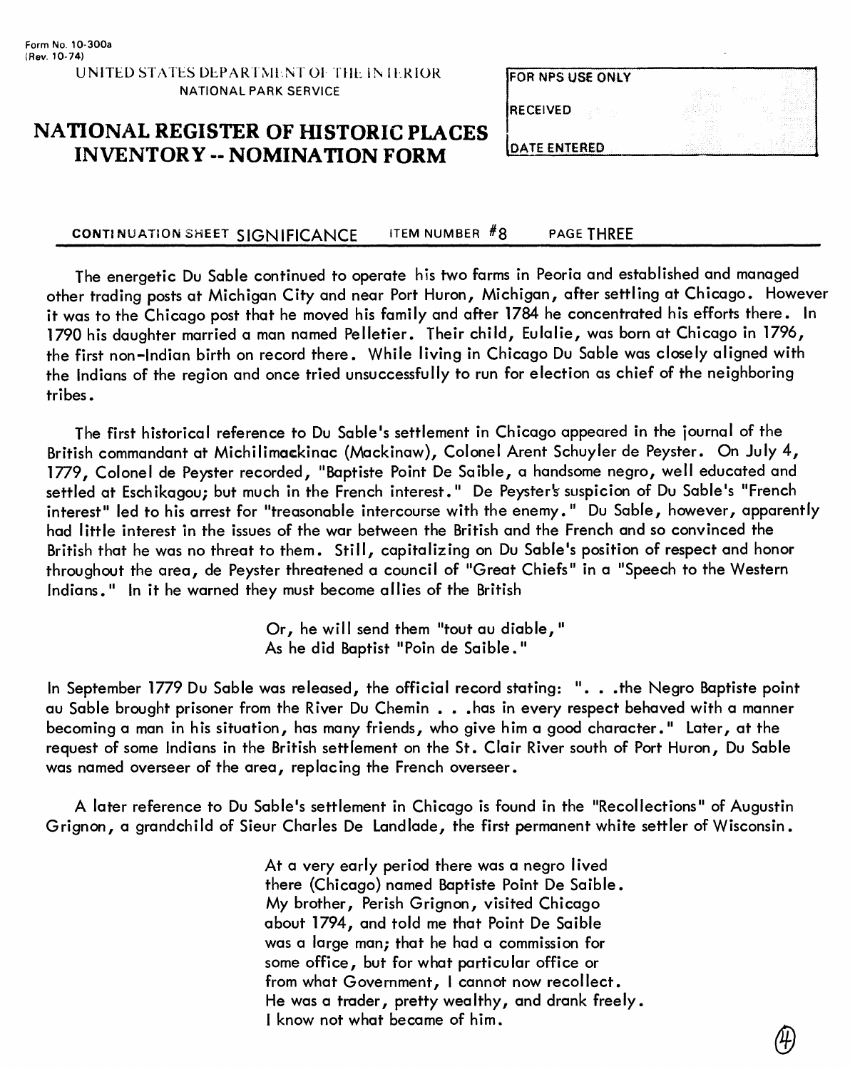Form No. 10-300a
(Rev. 10-74)

UNITED STATES DEPARTMENT OF THE INTERIOR
NATIONAL PARK SERVICE

# NATIONAL REGISTER OF HISTORIC PLACES INVENTORY -- NOMINATION FORM

| FOR NPS USE ONLY |
| --- |
| RECEIVED |
| DATE ENTERED |

CONTINUATION SHEET SIGNIFICANCE ITEM NUMBER #8 PAGE THREE

The energetic Du Sable continued to operate his two farms in Peoria and established and managed other trading posts at Michigan City and near Port Huron, Michigan, after settling at Chicago. However it was to the Chicago post that he moved his family and after 1784 he concentrated his efforts there. In 1790 his daughter married a man named Pelletier. Their child, Eulalie, was born at Chicago in 1796, the first non-Indian birth on record there. While living in Chicago Du Sable was closely aligned with the Indians of the region and once tried unsuccessfully to run for election as chief of the neighboring tribes.

The first historical reference to Du Sable's settlement in Chicago appeared in the journal of the British commandant at Michilimackinac (Mackinaw), Colonel Arent Schuyler de Peyster. On July 4, 1779, Colonel de Peyster recorded, "Baptiste Point De Saible, a handsome negro, well educated and settled at Eschikagou; but much in the French interest." De Peyster's suspicion of Du Sable's "French interest" led to his arrest for "treasonable intercourse with the enemy." Du Sable, however, apparently had little interest in the issues of the war between the British and the French and so convinced the British that he was no threat to them. Still, capitalizing on Du Sable's position of respect and honor throughout the area, de Peyster threatened a council of "Great Chiefs" in a "Speech to the Western Indians." In it he warned they must become allies of the British

> Or, he will send them "tout au diable,"
> As he did Baptist "Poin de Saible."

In September 1779 Du Sable was released, the official record stating: ". . .the Negro Baptiste point au Sable brought prisoner from the River Du Chemin . . .has in every respect behaved with a manner becoming a man in his situation, has many friends, who give him a good character." Later, at the request of some Indians in the British settlement on the St. Clair River south of Port Huron, Du Sable was named overseer of the area, replacing the French overseer.

A later reference to Du Sable's settlement in Chicago is found in the "Recollections" of Augustin Grignon, a grandchild of Sieur Charles De Landlade, the first permanent white settler of Wisconsin.

> At a very early period there was a negro lived there (Chicago) named Baptiste Point De Saible. My brother, Perish Grignon, visited Chicago about 1794, and told me that Point De Saible was a large man; that he had a commission for some office, but for what particular office or from what Government, I cannot now recollect. He was a trader, pretty wealthy, and drank freely. I know not what became of him.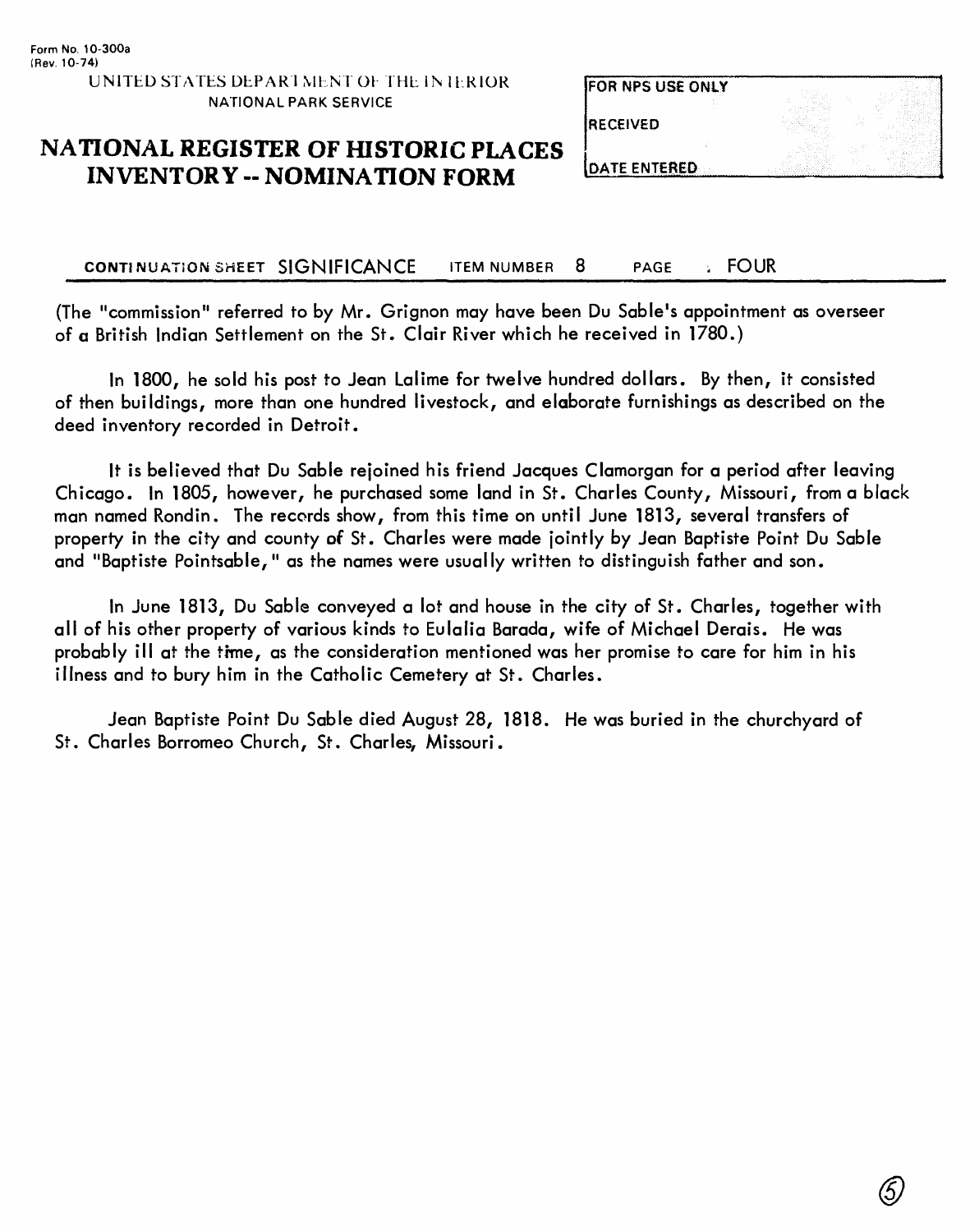Form No. 10-300a
(Rev. 10-74)

UNITED STATES DEPARTMENT OF THE INTERIOR
NATIONAL PARK SERVICE

# NATIONAL REGISTER OF HISTORIC PLACES INVENTORY -- NOMINATION FORM

| FOR NPS USE ONLY |
| --- |
| RECEIVED |
| DATE ENTERED |

CONTINUATION SHEET SIGNIFICANCE ITEM NUMBER 8 PAGE FOUR

(The "commission" referred to by Mr. Grignon may have been Du Sable's appointment as overseer of a British Indian Settlement on the St. Clair River which he received in 1780.)

In 1800, he sold his post to Jean Lalime for twelve hundred dollars. By then, it consisted of then buildings, more than one hundred livestock, and elaborate furnishings as described on the deed inventory recorded in Detroit.

It is believed that Du Sable rejoined his friend Jacques Clamorgan for a period after leaving Chicago. In 1805, however, he purchased some land in St. Charles County, Missouri, from a black man named Rondin. The records show, from this time on until June 1813, several transfers of property in the city and county of St. Charles were made jointly by Jean Baptiste Point Du Sable and "Baptiste Pointsable," as the names were usually written to distinguish father and son.

In June 1813, Du Sable conveyed a lot and house in the city of St. Charles, together with all of his other property of various kinds to Eulalia Barada, wife of Michael Derais. He was probably ill at the time, as the consideration mentioned was her promise to care for him in his illness and to bury him in the Catholic Cemetery at St. Charles.

Jean Baptiste Point Du Sable died August 28, 1818. He was buried in the churchyard of St. Charles Borromeo Church, St. Charles, Missouri.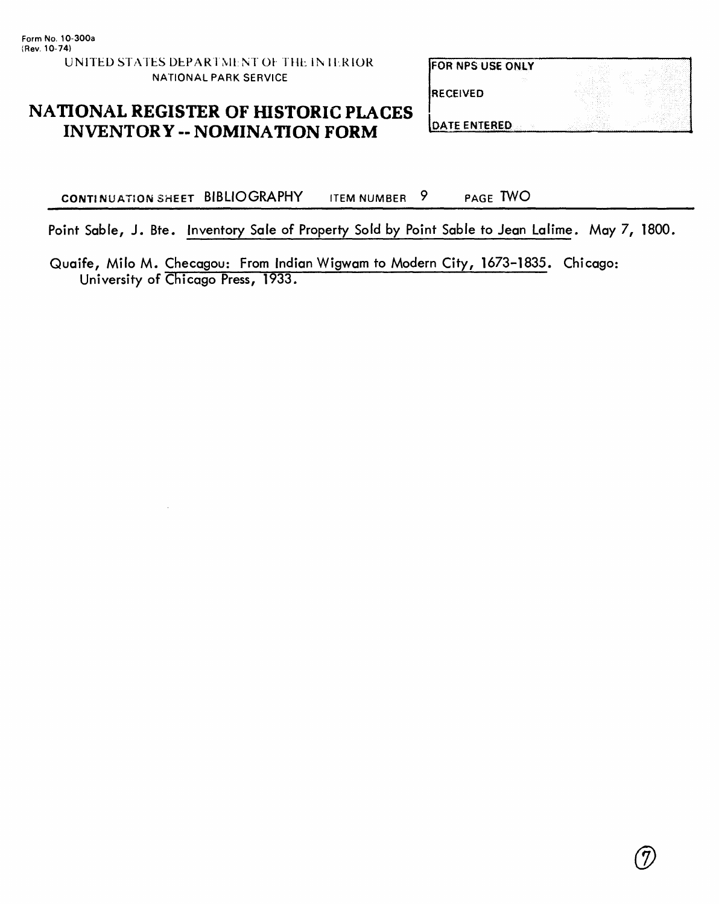Form No. 10-300a
(Rev. 10-74)

UNITED STATES DEPARTMENT OF THE INTERIOR
NATIONAL PARK SERVICE

# NATIONAL REGISTER OF HISTORIC PLACES INVENTORY -- NOMINATION FORM

| FOR NPS USE ONLY |
| --- |
| RECEIVED |
| DATE ENTERED |

CONTINUATION SHEET BIBLIOGRAPHY ITEM NUMBER 9 PAGE TWO

---

Point Sable, J. Bte. Inventory Sale of Property Sold by Point Sable to Jean Lalime. May 7, 1800.

Quaife, Milo M. Checagou: From Indian Wigwam to Modern City, 1673-1835. Chicago: University of Chicago Press, 1933.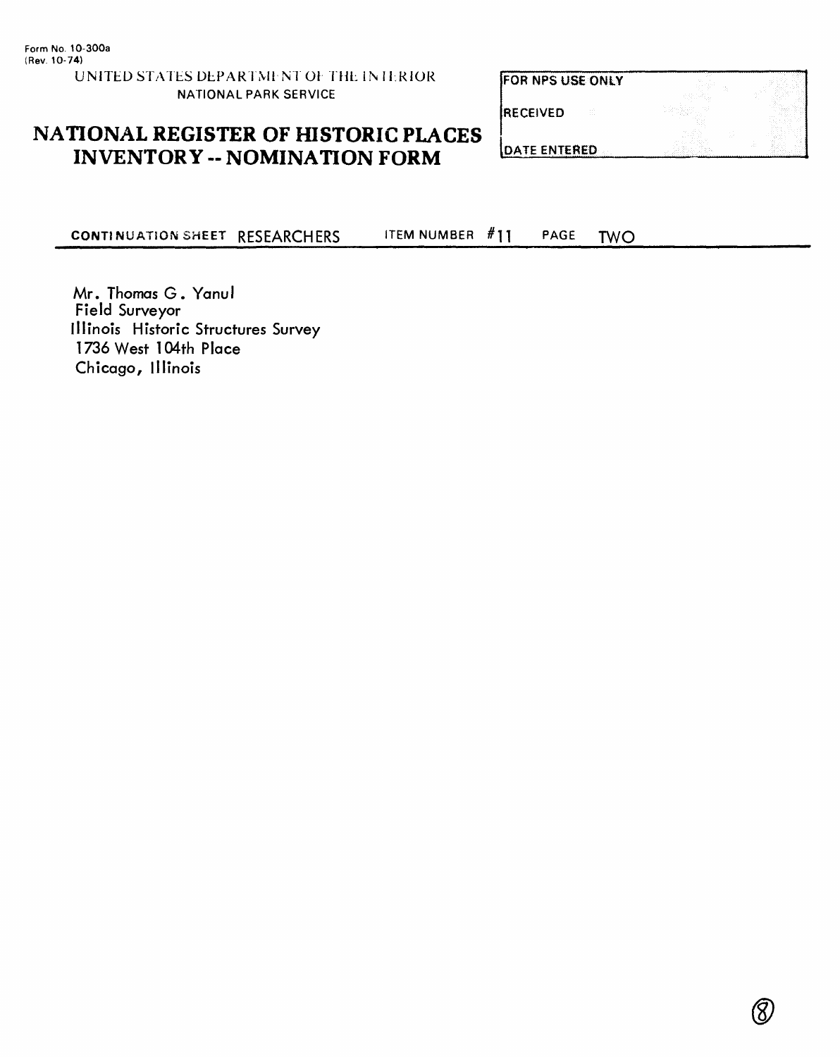Form No. 10-300a
(Rev. 10-74)

UNITED STATES DEPARTMENT OF THE INTERIOR
NATIONAL PARK SERVICE

# NATIONAL REGISTER OF HISTORIC PLACES INVENTORY -- NOMINATION FORM

| FOR NPS USE ONLY |
| --- |
| RECEIVED |
| DATE ENTERED |

**CONTINUATION SHEET** RESEARCHERS    ITEM NUMBER #11    PAGE TWO

Mr. Thomas G. Yanul
Field Surveyor
Illinois Historic Structures Survey
1736 West 104th Place
Chicago, Illinois

(8)